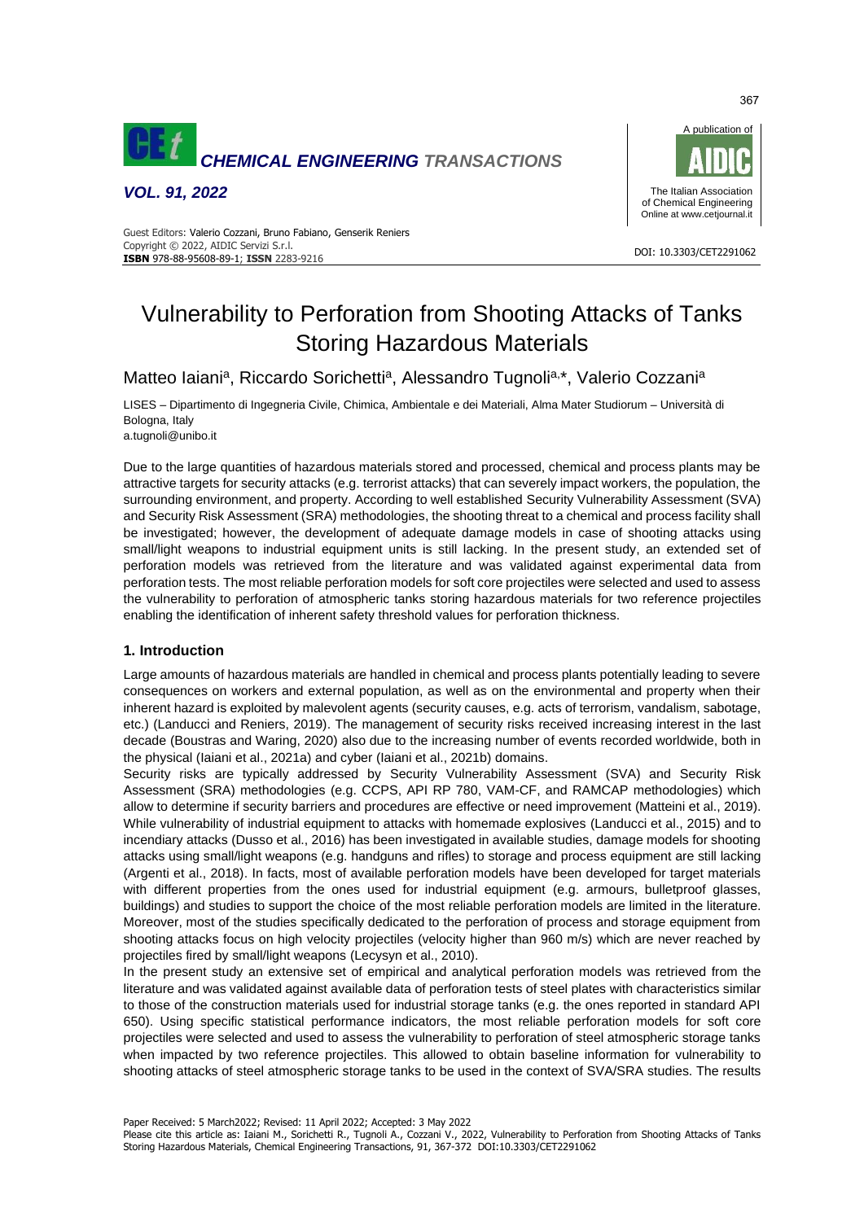# Vulnerability to Perforation from Shooting Attacks of Tanks Storing Hazardous Materials

Matteo Iaiani[a], Riccardo Sorichetti[a], Alessandro Tugnoli[a,*], Valerio Cozzani[a]

LISES – Dipartimento di Ingegneria Civile, Chimica, Ambientale e dei Materiali, Alma Mater Studiorum – Università di Bologna, Italy
a.tugnoli@unibo.it

Due to the large quantities of hazardous materials stored and processed, chemical and process plants may be attractive targets for security attacks (e.g. terrorist attacks) that can severely impact workers, the population, the surrounding environment, and property. According to well established Security Vulnerability Assessment (SVA) and Security Risk Assessment (SRA) methodologies, the shooting threat to a chemical and process facility shall be investigated; however, the development of adequate damage models in case of shooting attacks using small/light weapons to industrial equipment units is still lacking. In the present study, an extended set of perforation models was retrieved from the literature and was validated against experimental data from perforation tests. The most reliable perforation models for soft core projectiles were selected and used to assess the vulnerability to perforation of atmospheric tanks storing hazardous materials for two reference projectiles enabling the identification of inherent safety threshold values for perforation thickness.

## 1. Introduction

Large amounts of hazardous materials are handled in chemical and process plants potentially leading to severe consequences on workers and external population, as well as on the environmental and property when their inherent hazard is exploited by malevolent agents (security causes, e.g. acts of terrorism, vandalism, sabotage, etc.) (Landucci and Reniers, 2019). The management of security risks received increasing interest in the last decade (Boustras and Waring, 2020) also due to the increasing number of events recorded worldwide, both in the physical (Iaiani et al., 2021a) and cyber (Iaiani et al., 2021b) domains.

Security risks are typically addressed by Security Vulnerability Assessment (SVA) and Security Risk Assessment (SRA) methodologies (e.g. CCPS, API RP 780, VAM-CF, and RAMCAP methodologies) which allow to determine if security barriers and procedures are effective or need improvement (Matteini et al., 2019). While vulnerability of industrial equipment to attacks with homemade explosives (Landucci et al., 2015) and to incendiary attacks (Dusso et al., 2016) has been investigated in available studies, damage models for shooting attacks using small/light weapons (e.g. handguns and rifles) to storage and process equipment are still lacking (Argenti et al., 2018). In facts, most of available perforation models have been developed for target materials with different properties from the ones used for industrial equipment (e.g. armours, bulletproof glasses, buildings) and studies to support the choice of the most reliable perforation models are limited in the literature. Moreover, most of the studies specifically dedicated to the perforation of process and storage equipment from shooting attacks focus on high velocity projectiles (velocity higher than 960 m/s) which are never reached by projectiles fired by small/light weapons (Lecysyn et al., 2010).

In the present study an extensive set of empirical and analytical perforation models was retrieved from the literature and was validated against available data of perforation tests of steel plates with characteristics similar to those of the construction materials used for industrial storage tanks (e.g. the ones reported in standard API 650). Using specific statistical performance indicators, the most reliable perforation models for soft core projectiles were selected and used to assess the vulnerability to perforation of steel atmospheric storage tanks when impacted by two reference projectiles. This allowed to obtain baseline information for vulnerability to shooting attacks of steel atmospheric storage tanks to be used in the context of SVA/SRA studies. The results

Paper Received: 5 March2022; Revised: 11 April 2022; Accepted: 3 May 2022

Please cite this article as: Iaiani M., Sorichetti R., Tugnoli A., Cozzani V., 2022, Vulnerability to Perforation from Shooting Attacks of Tanks Storing Hazardous Materials, Chemical Engineering Transactions, 91, 367-372 DOI:10.3303/CET2291062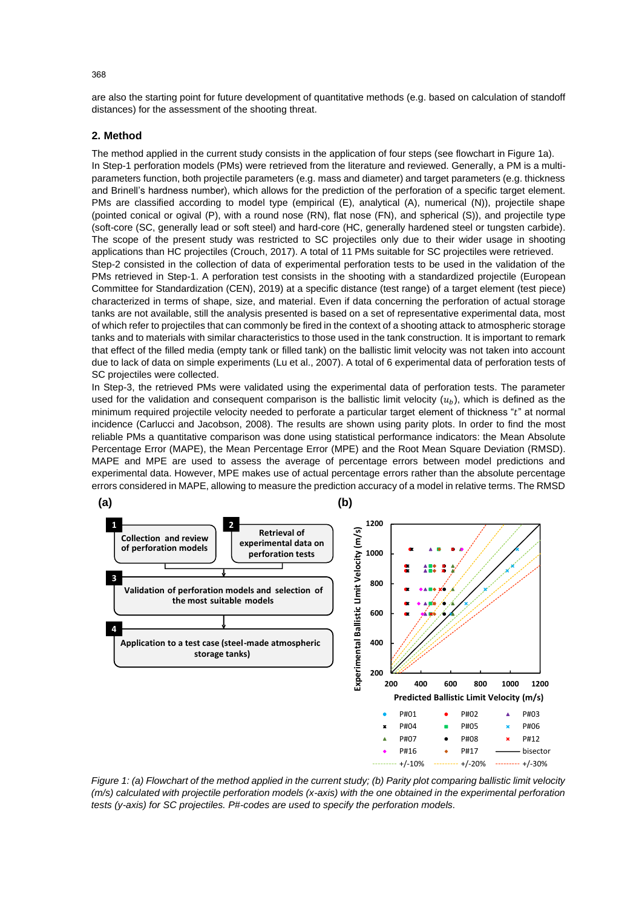are also the starting point for future development of quantitative methods (e.g. based on calculation of standoff distances) for the assessment of the shooting threat.

## 2. Method

The method applied in the current study consists in the application of four steps (see flowchart in Figure 1a).

In Step-1 perforation models (PMs) were retrieved from the literature and reviewed. Generally, a PM is a multi-parameters function, both projectile parameters (e.g. mass and diameter) and target parameters (e.g. thickness and Brinell's hardness number), which allows for the prediction of the perforation of a specific target element. PMs are classified according to model type (empirical (E), analytical (A), numerical (N)), projectile shape (pointed conical or ogival (P), with a round nose (RN), flat nose (FN), and spherical (S)), and projectile type (soft-core (SC, generally lead or soft steel) and hard-core (HC, generally hardened steel or tungsten carbide). The scope of the present study was restricted to SC projectiles only due to their wider usage in shooting applications than HC projectiles (Crouch, 2017). A total of 11 PMs suitable for SC projectiles were retrieved.

Step-2 consisted in the collection of data of experimental perforation tests to be used in the validation of the PMs retrieved in Step-1. A perforation test consists in the shooting with a standardized projectile (European Committee for Standardization (CEN), 2019) at a specific distance (test range) of a target element (test piece) characterized in terms of shape, size, and material. Even if data concerning the perforation of actual storage tanks are not available, still the analysis presented is based on a set of representative experimental data, most of which refer to projectiles that can commonly be fired in the context of a shooting attack to atmospheric storage tanks and to materials with similar characteristics to those used in the tank construction. It is important to remark that effect of the filled media (empty tank or filled tank) on the ballistic limit velocity was not taken into account due to lack of data on simple experiments (Lu et al., 2007). A total of 6 experimental data of perforation tests of SC projectiles were collected.

In Step-3, the retrieved PMs were validated using the experimental data of perforation tests. The parameter used for the validation and consequent comparison is the ballistic limit velocity ($u_b$), which is defined as the minimum required projectile velocity needed to perforate a particular target element of thickness "$t$" at normal incidence (Carlucci and Jacobson, 2008). The results are shown using parity plots. In order to find the most reliable PMs a quantitative comparison was done using statistical performance indicators: the Mean Absolute Percentage Error (MAPE), the Mean Percentage Error (MPE) and the Root Mean Square Deviation (RMSD). MAPE and MPE are used to assess the average of percentage errors between model predictions and experimental data. However, MPE makes use of actual percentage errors rather than the absolute percentage errors considered in MAPE, allowing to measure the prediction accuracy of a model in relative terms. The RMSD

*Figure 1: (a) Flowchart of the method applied in the current study; (b) Parity plot comparing ballistic limit velocity (m/s) calculated with projectile perforation models (x-axis) with the one obtained in the experimental perforation tests (y-axis) for SC projectiles. P#-codes are used to specify the perforation models.*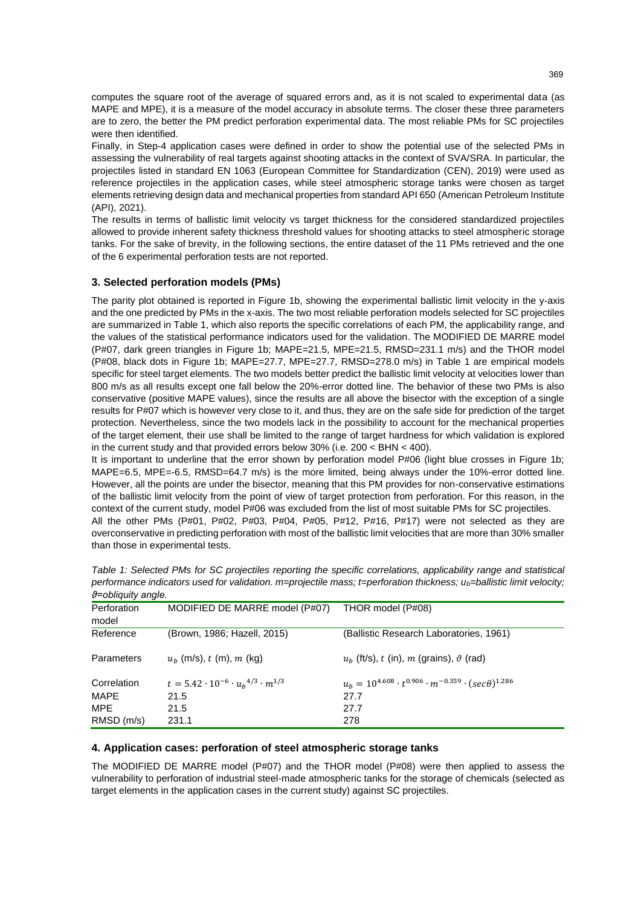computes the square root of the average of squared errors and, as it is not scaled to experimental data (as MAPE and MPE), it is a measure of the model accuracy in absolute terms. The closer these three parameters are to zero, the better the PM predict perforation experimental data. The most reliable PMs for SC projectiles were then identified.

Finally, in Step-4 application cases were defined in order to show the potential use of the selected PMs in assessing the vulnerability of real targets against shooting attacks in the context of SVA/SRA. In particular, the projectiles listed in standard EN 1063 (European Committee for Standardization (CEN), 2019) were used as reference projectiles in the application cases, while steel atmospheric storage tanks were chosen as target elements retrieving design data and mechanical properties from standard API 650 (American Petroleum Institute (API), 2021).

The results in terms of ballistic limit velocity vs target thickness for the considered standardized projectiles allowed to provide inherent safety thickness threshold values for shooting attacks to steel atmospheric storage tanks. For the sake of brevity, in the following sections, the entire dataset of the 11 PMs retrieved and the one of the 6 experimental perforation tests are not reported.

## 3. Selected perforation models (PMs)

The parity plot obtained is reported in Figure 1b, showing the experimental ballistic limit velocity in the y-axis and the one predicted by PMs in the x-axis. The two most reliable perforation models selected for SC projectiles are summarized in Table 1, which also reports the specific correlations of each PM, the applicability range, and the values of the statistical performance indicators used for the validation. The MODIFIED DE MARRE model (P#07, dark green triangles in Figure 1b; MAPE=21.5, MPE=21.5, RMSD=231.1 m/s) and the THOR model (P#08, black dots in Figure 1b; MAPE=27.7, MPE=27.7, RMSD=278.0 m/s) in Table 1 are empirical models specific for steel target elements. The two models better predict the ballistic limit velocity at velocities lower than 800 m/s as all results except one fall below the 20%-error dotted line. The behavior of these two PMs is also conservative (positive MAPE values), since the results are all above the bisector with the exception of a single results for P#07 which is however very close to it, and thus, they are on the safe side for prediction of the target protection. Nevertheless, since the two models lack in the possibility to account for the mechanical properties of the target element, their use shall be limited to the range of target hardness for which validation is explored in the current study and that provided errors below 30% (i.e. 200 < BHN < 400).

It is important to underline that the error shown by perforation model P#06 (light blue crosses in Figure 1b; MAPE=6.5, MPE=-6.5, RMSD=64.7 m/s) is the more limited, being always under the 10%-error dotted line. However, all the points are under the bisector, meaning that this PM provides for non-conservative estimations of the ballistic limit velocity from the point of view of target protection from perforation. For this reason, in the context of the current study, model P#06 was excluded from the list of most suitable PMs for SC projectiles.

All the other PMs (P#01, P#02, P#03, P#04, P#05, P#12, P#16, P#17) were not selected as they are overconservative in predicting perforation with most of the ballistic limit velocities that are more than 30% smaller than those in experimental tests.

*Table 1: Selected PMs for SC projectiles reporting the specific correlations, applicability range and statistical performance indicators used for validation. m=projectile mass; t=perforation thickness; $u_b$=ballistic limit velocity; $\vartheta$=obliquity angle.*

| Perforation model | MODIFIED DE MARRE model (P#07) | THOR model (P#08) |
|---|---|---|
| Reference | (Brown, 1986; Hazell, 2015) | (Ballistic Research Laboratories, 1961) |
| Parameters | $u_b$ (m/s), $t$ (m), $m$ (kg) | $u_b$ (ft/s), $t$ (in), $m$ (grains), $\vartheta$ (rad) |
| Correlation | $t = 5.42 \cdot 10^{-6} \cdot {u_b}^{4/3} \cdot m^{1/3}$ | $u_b = 10^{4.608} \cdot t^{0.906} \cdot m^{-0.359} \cdot (sec\theta)^{1.286}$ |
| MAPE | 21.5 | 27.7 |
| MPE | 21.5 | 27.7 |
| RMSD (m/s) | 231.1 | 278 |

## 4. Application cases: perforation of steel atmospheric storage tanks

The MODIFIED DE MARRE model (P#07) and the THOR model (P#08) were then applied to assess the vulnerability to perforation of industrial steel-made atmospheric tanks for the storage of chemicals (selected as target elements in the application cases in the current study) against SC projectiles.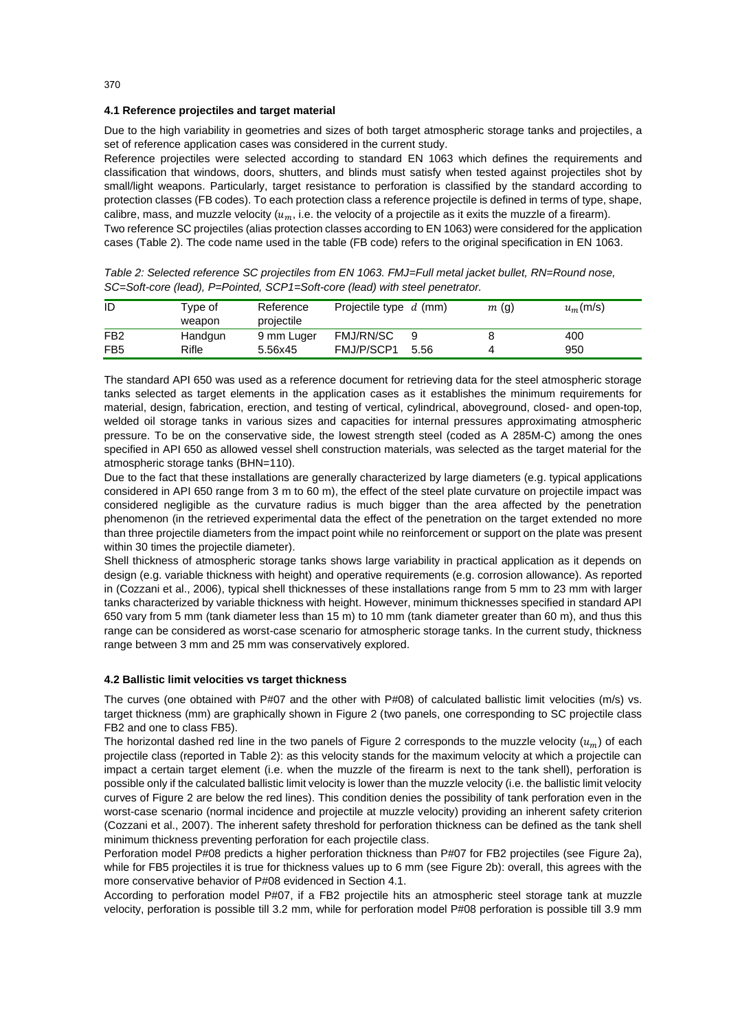### 4.1 Reference projectiles and target material

Due to the high variability in geometries and sizes of both target atmospheric storage tanks and projectiles, a set of reference application cases was considered in the current study.

Reference projectiles were selected according to standard EN 1063 which defines the requirements and classification that windows, doors, shutters, and blinds must satisfy when tested against projectiles shot by small/light weapons. Particularly, target resistance to perforation is classified by the standard according to protection classes (FB codes). To each protection class a reference projectile is defined in terms of type, shape, calibre, mass, and muzzle velocity ($u_m$, i.e. the velocity of a projectile as it exits the muzzle of a firearm).

Two reference SC projectiles (alias protection classes according to EN 1063) were considered for the application cases (Table 2). The code name used in the table (FB code) refers to the original specification in EN 1063.

*Table 2: Selected reference SC projectiles from EN 1063. FMJ=Full metal jacket bullet, RN=Round nose, SC=Soft-core (lead), P=Pointed, SCP1=Soft-core (lead) with steel penetrator.*

| ID | Type of weapon | Reference projectile | Projectile type | $d$ (mm) | $m$ (g) | $u_m$ (m/s) |
|---|---|---|---|---|---|---|
| FB2 | Handgun | 9 mm Luger | FMJ/RN/SC | 9 | 8 | 400 |
| FB5 | Rifle | 5.56x45 | FMJ/P/SCP1 | 5.56 | 4 | 950 |

The standard API 650 was used as a reference document for retrieving data for the steel atmospheric storage tanks selected as target elements in the application cases as it establishes the minimum requirements for material, design, fabrication, erection, and testing of vertical, cylindrical, aboveground, closed- and open-top, welded oil storage tanks in various sizes and capacities for internal pressures approximating atmospheric pressure. To be on the conservative side, the lowest strength steel (coded as A 285M-C) among the ones specified in API 650 as allowed vessel shell construction materials, was selected as the target material for the atmospheric storage tanks (BHN=110).

Due to the fact that these installations are generally characterized by large diameters (e.g. typical applications considered in API 650 range from 3 m to 60 m), the effect of the steel plate curvature on projectile impact was considered negligible as the curvature radius is much bigger than the area affected by the penetration phenomenon (in the retrieved experimental data the effect of the penetration on the target extended no more than three projectile diameters from the impact point while no reinforcement or support on the plate was present within 30 times the projectile diameter).

Shell thickness of atmospheric storage tanks shows large variability in practical application as it depends on design (e.g. variable thickness with height) and operative requirements (e.g. corrosion allowance). As reported in (Cozzani et al., 2006), typical shell thicknesses of these installations range from 5 mm to 23 mm with larger tanks characterized by variable thickness with height. However, minimum thicknesses specified in standard API 650 vary from 5 mm (tank diameter less than 15 m) to 10 mm (tank diameter greater than 60 m), and thus this range can be considered as worst-case scenario for atmospheric storage tanks. In the current study, thickness range between 3 mm and 25 mm was conservatively explored.

### 4.2 Ballistic limit velocities vs target thickness

The curves (one obtained with P#07 and the other with P#08) of calculated ballistic limit velocities (m/s) vs. target thickness (mm) are graphically shown in Figure 2 (two panels, one corresponding to SC projectile class FB2 and one to class FB5).

The horizontal dashed red line in the two panels of Figure 2 corresponds to the muzzle velocity ($u_m$) of each projectile class (reported in Table 2): as this velocity stands for the maximum velocity at which a projectile can impact a certain target element (i.e. when the muzzle of the firearm is next to the tank shell), perforation is possible only if the calculated ballistic limit velocity is lower than the muzzle velocity (i.e. the ballistic limit velocity curves of Figure 2 are below the red lines). This condition denies the possibility of tank perforation even in the worst-case scenario (normal incidence and projectile at muzzle velocity) providing an inherent safety criterion (Cozzani et al., 2007). The inherent safety threshold for perforation thickness can be defined as the tank shell minimum thickness preventing perforation for each projectile class.

Perforation model P#08 predicts a higher perforation thickness than P#07 for FB2 projectiles (see Figure 2a), while for FB5 projectiles it is true for thickness values up to 6 mm (see Figure 2b): overall, this agrees with the more conservative behavior of P#08 evidenced in Section 4.1.

According to perforation model P#07, if a FB2 projectile hits an atmospheric steel storage tank at muzzle velocity, perforation is possible till 3.2 mm, while for perforation model P#08 perforation is possible till 3.9 mm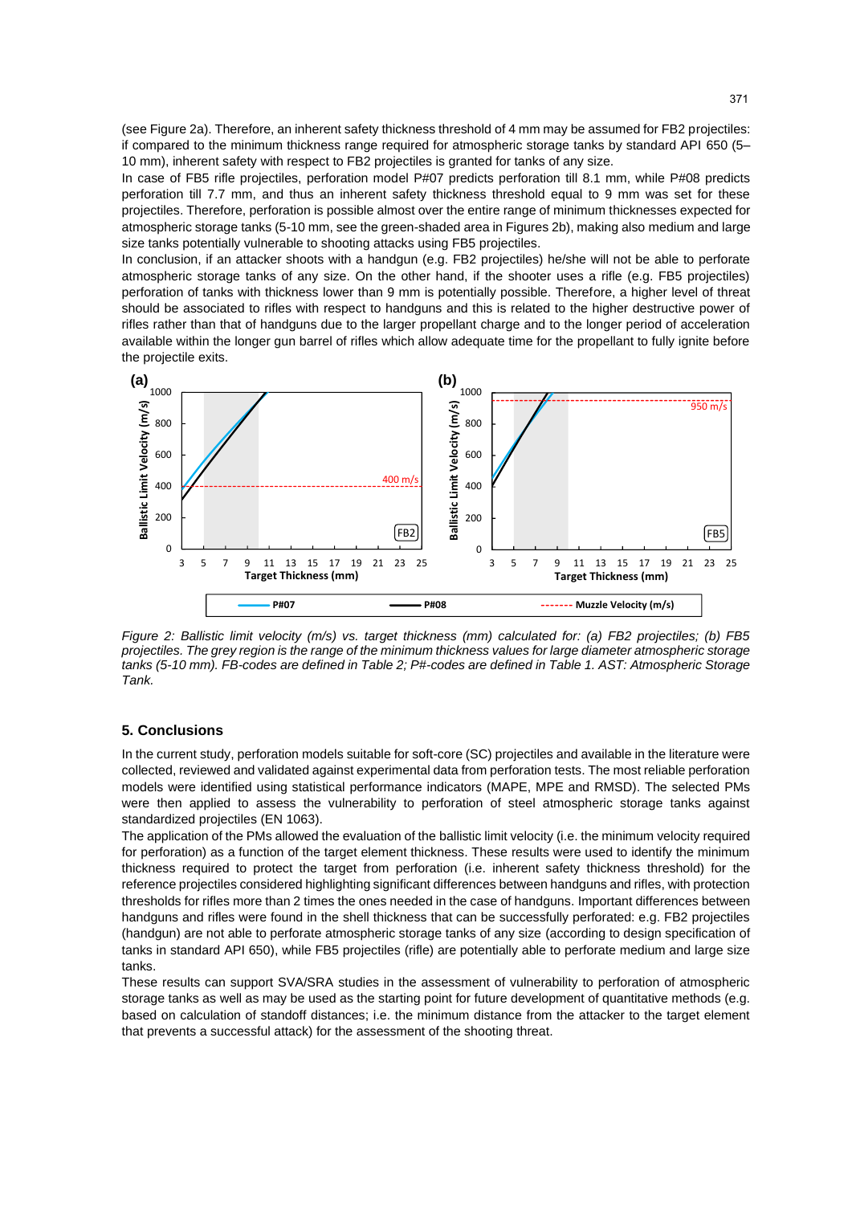(see Figure 2a). Therefore, an inherent safety thickness threshold of 4 mm may be assumed for FB2 projectiles: if compared to the minimum thickness range required for atmospheric storage tanks by standard API 650 (5–10 mm), inherent safety with respect to FB2 projectiles is granted for tanks of any size.

In case of FB5 rifle projectiles, perforation model P#07 predicts perforation till 8.1 mm, while P#08 predicts perforation till 7.7 mm, and thus an inherent safety thickness threshold equal to 9 mm was set for these projectiles. Therefore, perforation is possible almost over the entire range of minimum thicknesses expected for atmospheric storage tanks (5-10 mm, see the green-shaded area in Figures 2b), making also medium and large size tanks potentially vulnerable to shooting attacks using FB5 projectiles.

In conclusion, if an attacker shoots with a handgun (e.g. FB2 projectiles) he/she will not be able to perforate atmospheric storage tanks of any size. On the other hand, if the shooter uses a rifle (e.g. FB5 projectiles) perforation of tanks with thickness lower than 9 mm is potentially possible. Therefore, a higher level of threat should be associated to rifles with respect to handguns and this is related to the higher destructive power of rifles rather than that of handguns due to the larger propellant charge and to the longer period of acceleration available within the longer gun barrel of rifles which allow adequate time for the propellant to fully ignite before the projectile exits.

*Figure 2: Ballistic limit velocity (m/s) vs. target thickness (mm) calculated for: (a) FB2 projectiles; (b) FB5 projectiles. The grey region is the range of the minimum thickness values for large diameter atmospheric storage tanks (5-10 mm). FB-codes are defined in Table 2; P#-codes are defined in Table 1. AST: Atmospheric Storage Tank.*

## 5. Conclusions

In the current study, perforation models suitable for soft-core (SC) projectiles and available in the literature were collected, reviewed and validated against experimental data from perforation tests. The most reliable perforation models were identified using statistical performance indicators (MAPE, MPE and RMSD). The selected PMs were then applied to assess the vulnerability to perforation of steel atmospheric storage tanks against standardized projectiles (EN 1063).

The application of the PMs allowed the evaluation of the ballistic limit velocity (i.e. the minimum velocity required for perforation) as a function of the target element thickness. These results were used to identify the minimum thickness required to protect the target from perforation (i.e. inherent safety thickness threshold) for the reference projectiles considered highlighting significant differences between handguns and rifles, with protection thresholds for rifles more than 2 times the ones needed in the case of handguns. Important differences between handguns and rifles were found in the shell thickness that can be successfully perforated: e.g. FB2 projectiles (handgun) are not able to perforate atmospheric storage tanks of any size (according to design specification of tanks in standard API 650), while FB5 projectiles (rifle) are potentially able to perforate medium and large size tanks.

These results can support SVA/SRA studies in the assessment of vulnerability to perforation of atmospheric storage tanks as well as may be used as the starting point for future development of quantitative methods (e.g. based on calculation of standoff distances; i.e. the minimum distance from the attacker to the target element that prevents a successful attack) for the assessment of the shooting threat.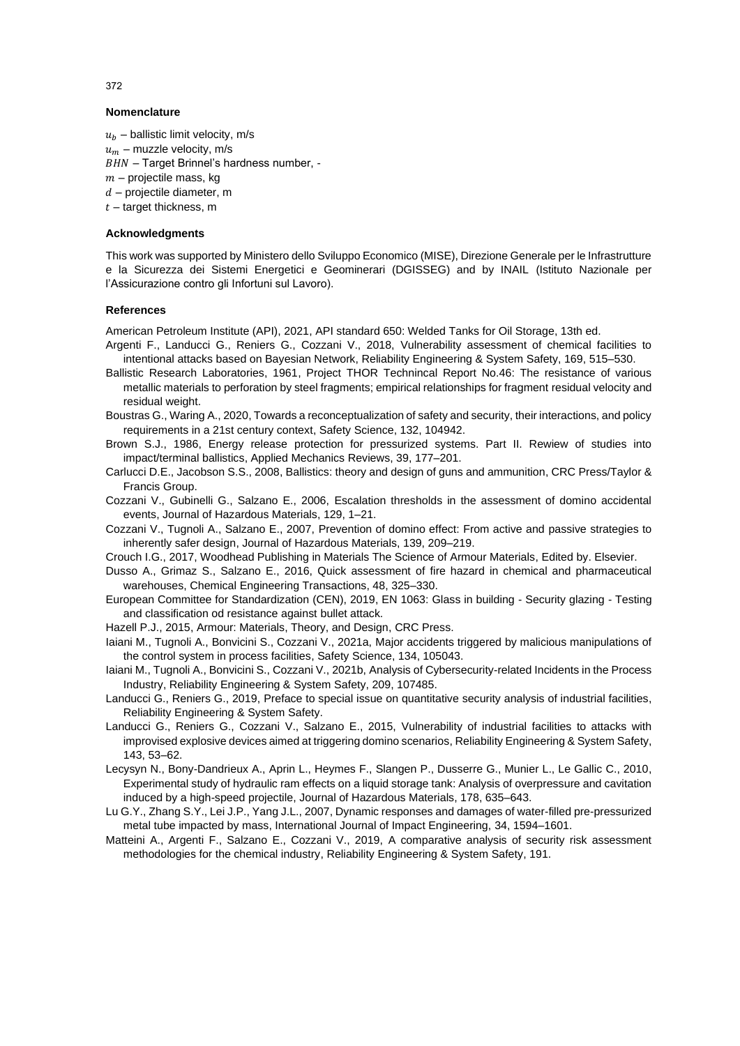**Nomenclature**

$u_b$ – ballistic limit velocity, m/s
$u_m$ – muzzle velocity, m/s
$BHN$ – Target Brinnel's hardness number, -
$m$ – projectile mass, kg
$d$ – projectile diameter, m
$t$ – target thickness, m

**Acknowledgments**

This work was supported by Ministero dello Sviluppo Economico (MISE), Direzione Generale per le Infrastrutture e la Sicurezza dei Sistemi Energetici e Geominerari (DGISSEG) and by INAIL (Istituto Nazionale per l'Assicurazione contro gli Infortuni sul Lavoro).

**References**

American Petroleum Institute (API), 2021, API standard 650: Welded Tanks for Oil Storage, 13th ed.

Argenti F., Landucci G., Reniers G., Cozzani V., 2018, Vulnerability assessment of chemical facilities to intentional attacks based on Bayesian Network, Reliability Engineering & System Safety, 169, 515–530.

Ballistic Research Laboratories, 1961, Project THOR Technincal Report No.46: The resistance of various metallic materials to perforation by steel fragments; empirical relationships for fragment residual velocity and residual weight.

Boustras G., Waring A., 2020, Towards a reconceptualization of safety and security, their interactions, and policy requirements in a 21st century context, Safety Science, 132, 104942.

Brown S.J., 1986, Energy release protection for pressurized systems. Part II. Rewiew of studies into impact/terminal ballistics, Applied Mechanics Reviews, 39, 177–201.

Carlucci D.E., Jacobson S.S., 2008, Ballistics: theory and design of guns and ammunition, CRC Press/Taylor & Francis Group.

Cozzani V., Gubinelli G., Salzano E., 2006, Escalation thresholds in the assessment of domino accidental events, Journal of Hazardous Materials, 129, 1–21.

Cozzani V., Tugnoli A., Salzano E., 2007, Prevention of domino effect: From active and passive strategies to inherently safer design, Journal of Hazardous Materials, 139, 209–219.

Crouch I.G., 2017, Woodhead Publishing in Materials The Science of Armour Materials, Edited by. Elsevier.

Dusso A., Grimaz S., Salzano E., 2016, Quick assessment of fire hazard in chemical and pharmaceutical warehouses, Chemical Engineering Transactions, 48, 325–330.

European Committee for Standardization (CEN), 2019, EN 1063: Glass in building - Security glazing - Testing and classification od resistance against bullet attack.

Hazell P.J., 2015, Armour: Materials, Theory, and Design, CRC Press.

Iaiani M., Tugnoli A., Bonvicini S., Cozzani V., 2021a, Major accidents triggered by malicious manipulations of the control system in process facilities, Safety Science, 134, 105043.

Iaiani M., Tugnoli A., Bonvicini S., Cozzani V., 2021b, Analysis of Cybersecurity-related Incidents in the Process Industry, Reliability Engineering & System Safety, 209, 107485.

Landucci G., Reniers G., 2019, Preface to special issue on quantitative security analysis of industrial facilities, Reliability Engineering & System Safety.

Landucci G., Reniers G., Cozzani V., Salzano E., 2015, Vulnerability of industrial facilities to attacks with improvised explosive devices aimed at triggering domino scenarios, Reliability Engineering & System Safety, 143, 53–62.

Lecysyn N., Bony-Dandrieux A., Aprin L., Heymes F., Slangen P., Dusserre G., Munier L., Le Gallic C., 2010, Experimental study of hydraulic ram effects on a liquid storage tank: Analysis of overpressure and cavitation induced by a high-speed projectile, Journal of Hazardous Materials, 178, 635–643.

Lu G.Y., Zhang S.Y., Lei J.P., Yang J.L., 2007, Dynamic responses and damages of water-filled pre-pressurized metal tube impacted by mass, International Journal of Impact Engineering, 34, 1594–1601.

Matteini A., Argenti F., Salzano E., Cozzani V., 2019, A comparative analysis of security risk assessment methodologies for the chemical industry, Reliability Engineering & System Safety, 191.